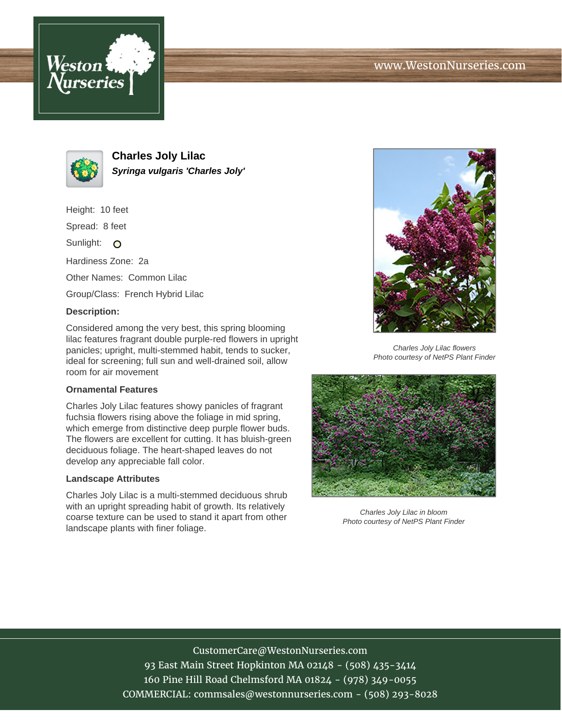Weston Nurseries

www.WestonNurseries.com

# Charles Joly Lilac

***Syringa vulgaris 'Charles Joly'***

Height: 10 feet

Spread: 8 feet

Sunlight: O

Hardiness Zone: 2a

Other Names: Common Lilac

Group/Class: French Hybrid Lilac

### Description:

Considered among the very best, this spring blooming lilac features fragrant double purple-red flowers in upright panicles; upright, multi-stemmed habit, tends to sucker, ideal for screening; full sun and well-drained soil, allow room for air movement

### Ornamental Features

Charles Joly Lilac features showy panicles of fragrant fuchsia flowers rising above the foliage in mid spring, which emerge from distinctive deep purple flower buds. The flowers are excellent for cutting. It has bluish-green deciduous foliage. The heart-shaped leaves do not develop any appreciable fall color.

### Landscape Attributes

Charles Joly Lilac is a multi-stemmed deciduous shrub with an upright spreading habit of growth. Its relatively coarse texture can be used to stand it apart from other landscape plants with finer foliage.

*Charles Joly Lilac flowers*
*Photo courtesy of NetPS Plant Finder*

*Charles Joly Lilac in bloom*
*Photo courtesy of NetPS Plant Finder*

CustomerCare@WestonNurseries.com
93 East Main Street Hopkinton MA 02148 - (508) 435-3414
160 Pine Hill Road Chelmsford MA 01824 - (978) 349-0055
COMMERCIAL: commsales@westonnurseries.com - (508) 293-8028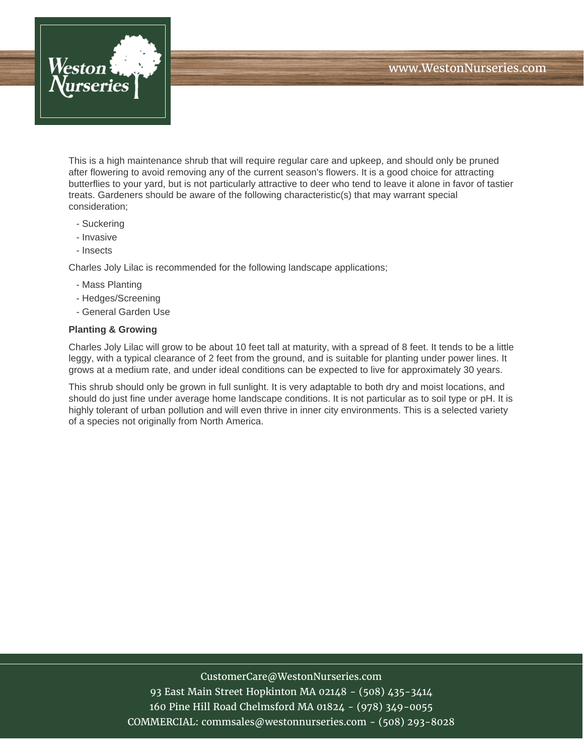This is a high maintenance shrub that will require regular care and upkeep, and should only be pruned after flowering to avoid removing any of the current season's flowers. It is a good choice for attracting butterflies to your yard, but is not particularly attractive to deer who tend to leave it alone in favor of tastier treats. Gardeners should be aware of the following characteristic(s) that may warrant special consideration;

- Suckering
- Invasive
- Insects

Charles Joly Lilac is recommended for the following landscape applications;

- Mass Planting
- Hedges/Screening
- General Garden Use

**Planting & Growing**

Charles Joly Lilac will grow to be about 10 feet tall at maturity, with a spread of 8 feet. It tends to be a little leggy, with a typical clearance of 2 feet from the ground, and is suitable for planting under power lines. It grows at a medium rate, and under ideal conditions can be expected to live for approximately 30 years.

This shrub should only be grown in full sunlight. It is very adaptable to both dry and moist locations, and should do just fine under average home landscape conditions. It is not particular as to soil type or pH. It is highly tolerant of urban pollution and will even thrive in inner city environments. This is a selected variety of a species not originally from North America.